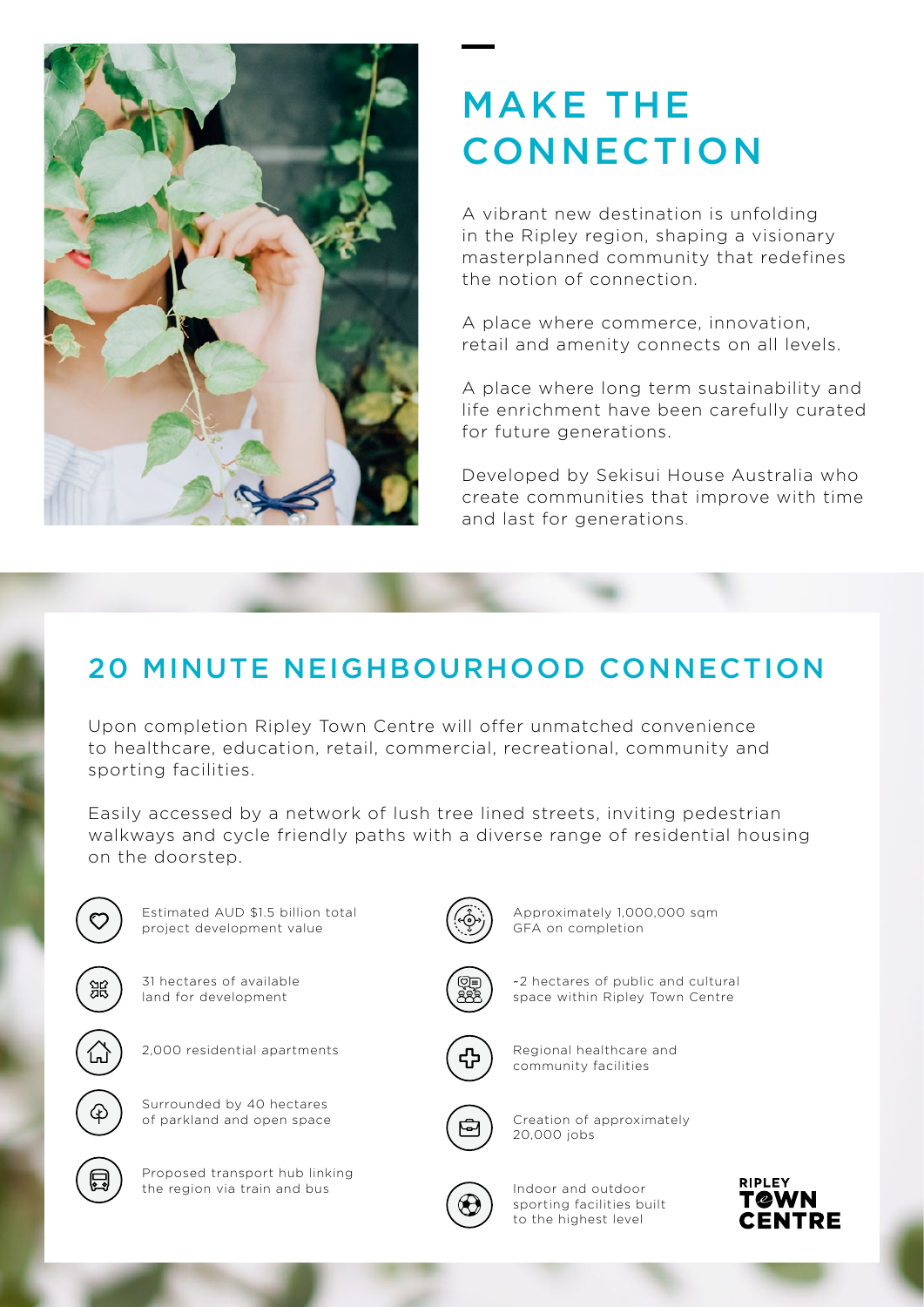# MAKE THE CONNECTION

A vibrant new destination is unfolding in the Ripley region, shaping a visionary masterplanned community that redefines the notion of connection.

A place where commerce, innovation, retail and amenity connects on all levels.

A place where long term sustainability and life enrichment have been carefully curated for future generations.

Developed by Sekisui House Australia who create communities that improve with time and last for generations.

## 20 MINUTE NEIGHBOURHOOD CONNECTION

Upon completion Ripley Town Centre will offer unmatched convenience to healthcare, education, retail, commercial, recreational, community and sporting facilities.

Easily accessed by a network of lush tree lined streets, inviting pedestrian walkways and cycle friendly paths with a diverse range of residential housing on the doorstep.

- Estimated AUD $1.5 billion total project development value
- 31 hectares of available land for development
- 2,000 residential apartments
- Surrounded by 40 hectares of parkland and open space
- Proposed transport hub linking the region via train and bus
- Approximately 1,000,000 sqm GFA on completion
- ~2 hectares of public and cultural space within Ripley Town Centre
- Regional healthcare and community facilities
- Creation of approximately 20,000 jobs
- Indoor and outdoor sporting facilities built to the highest level

RIPLEY TOWN CENTRE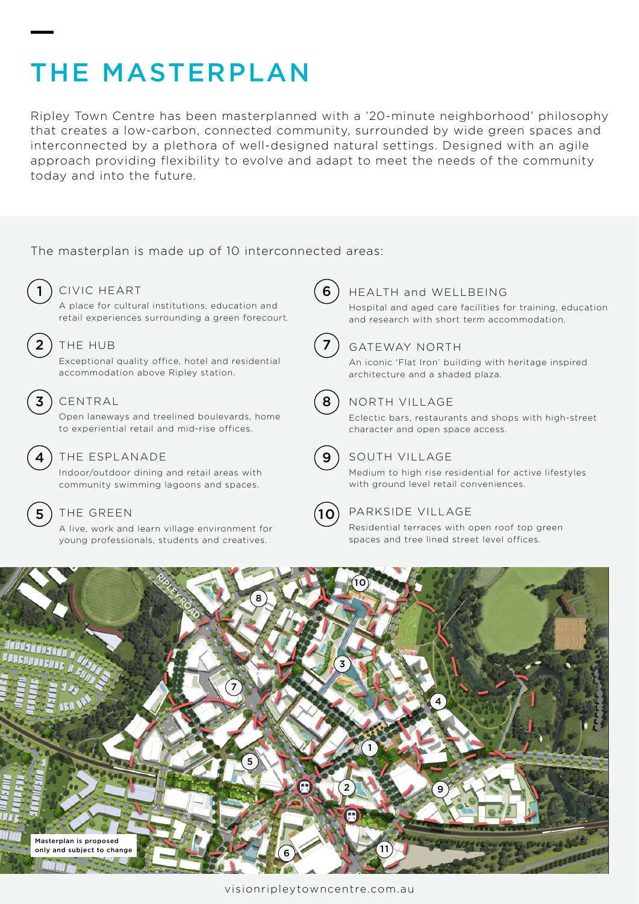# THE MASTERPLAN

Ripley Town Centre has been masterplanned with a '20-minute neighborhood' philosophy that creates a low-carbon, connected community, surrounded by wide green spaces and interconnected by a plethora of well-designed natural settings. Designed with an agile approach providing flexibility to evolve and adapt to meet the needs of the community today and into the future.

The masterplan is made up of 10 interconnected areas:

1. **CIVIC HEART**
   A place for cultural institutions, education and retail experiences surrounding a green forecourt.

2. **THE HUB**
   Exceptional quality office, hotel and residential accommodation above Ripley station.

3. **CENTRAL**
   Open laneways and treelined boulevards, home to experiential retail and mid-rise offices.

4. **THE ESPLANADE**
   Indoor/outdoor dining and retail areas with community swimming lagoons and spaces.

5. **THE GREEN**
   A live, work and learn village environment for young professionals, students and creatives.

6. **HEALTH and WELLBEING**
   Hospital and aged care facilities for training, education and research with short term accommodation.

7. **GATEWAY NORTH**
   An iconic 'Flat Iron' building with heritage inspired architecture and a shaded plaza.

8. **NORTH VILLAGE**
   Eclectic bars, restaurants and shops with high-street character and open space access.

9. **SOUTH VILLAGE**
   Medium to high rise residential for active lifestyles with ground level retail conveniences.

10. **PARKSIDE VILLAGE**
    Residential terraces with open roof top green spaces and tree lined street level offices.

RIPLEY ROAD

Masterplan is proposed only and subject to change

visionripleytowncentre.com.au